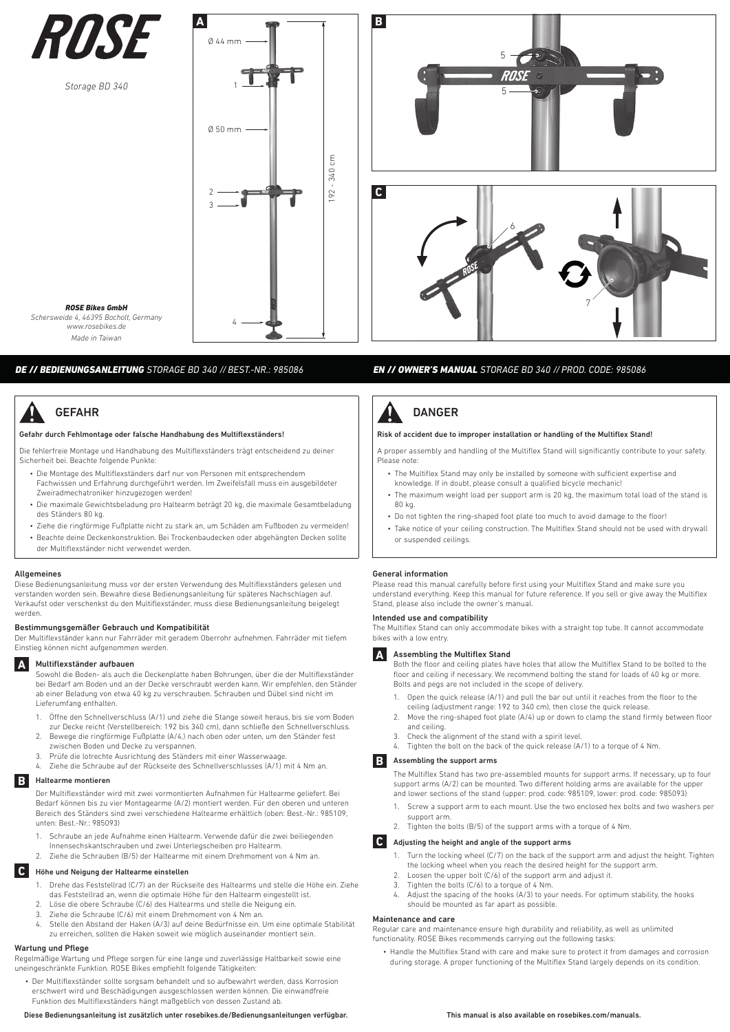ROSE

*Storage BD 340*

***ROSE Bikes GmbH***
*Schersweide 4, 46395 Bocholt, Germany*
*www.rosebikes.de*
*Made in Taiwan*

A: Ø 44 mm, 1, Ø 50 mm, 2, 3, 4, 192 - 340 cm

B: 5, 5

C: 6, 7

## *DE // BEDIENUNGSANLEITUNG STORAGE BD 340 // BEST.-NR.: 985086*

### GEFAHR

**Gefahr durch Fehlmontage oder falsche Handhabung des Multiflexständers!**

Die fehlerfreie Montage und Handhabung des Multiflexständers trägt entscheidend zu deiner Sicherheit bei. Beachte folgende Punkte:

- Die Montage des Multiflexständers darf nur von Personen mit entsprechendem Fachwissen und Erfahrung durchgeführt werden. Im Zweifelsfall muss ein ausgebildeter Zweiradmechatroniker hinzugezogen werden!
- Die maximale Gewichtsbeladung pro Haltearm beträgt 20 kg, die maximale Gesamtbeladung des Ständers 80 kg.
- Ziehe die ringförmige Fußplatte nicht zu stark an, um Schäden am Fußboden zu vermeiden!
- Beachte deine Deckenkonstruktion. Bei Trockenbaudecken oder abgehängten Decken sollte der Multiflexständer nicht verwendet werden.

### Allgemeines

Diese Bedienungsanleitung muss vor der ersten Verwendung des Multiflexständers gelesen und verstanden worden sein. Bewahre diese Bedienungsanleitung für späteres Nachschlagen auf. Verkaufst oder verschenkst du den Multiflexständer, muss diese Bedienungsanleitung beigelegt werden.

### Bestimmungsgemäßer Gebrauch und Kompatibilität

Der Multiflexständer kann nur Fahrräder mit geradem Oberrohr aufnehmen. Fahrräder mit tiefem Einstieg können nicht aufgenommen werden.

### A Multiflexständer aufbauen

Sowohl die Boden- als auch die Deckenplatte haben Bohrungen, über die der Multiflexständer bei Bedarf am Boden und an der Decke verschraubt werden kann. Wir empfehlen, den Ständer ab einer Beladung von etwa 40 kg zu verschrauben. Schrauben und Dübel sind nicht im Lieferumfang enthalten.

1. Öffne den Schnellverschluss (A/1) und ziehe die Stange soweit heraus, bis sie vom Boden zur Decke reicht (Verstellbereich: 192 bis 340 cm), dann schließe den Schnellverschluss.
2. Bewege die ringförmige Fußplatte (A/4,) nach oben oder unten, um den Ständer fest zwischen Boden und Decke zu verspannen.
3. Prüfe die lotrechte Ausrichtung des Ständers mit einer Wasserwaage.
4. Ziehe die Schraube auf der Rückseite des Schnellverschlusses (A/1) mit 4 Nm an.

### B Haltearme montieren

Der Multiflexständer wird mit zwei vormontierten Aufnahmen für Haltearme geliefert. Bei Bedarf können bis zu vier Montagearme (A/2) montiert werden. Für den oberen und unteren Bereich des Ständers sind zwei verschiedene Haltearme erhältlich (oben: Best.-Nr.: 985109, unten: Best.-Nr.: 985093)

1. Schraube an jede Aufnahme einen Haltearm. Verwende dafür die zwei beiliegenden Innensechskantschrauben und zwei Unterlegscheiben pro Haltearm.
2. Ziehe die Schrauben (B/5) der Haltearme mit einem Drehmoment von 4 Nm an.

### C Höhe und Neigung der Haltearme einstellen

1. Drehe das Feststellrad (C/7) an der Rückseite des Haltearms und stelle die Höhe ein. Ziehe das Feststellrad an, wenn die optimale Höhe für den Haltearm eingestellt ist.
2. Löse die obere Schraube (C/6) des Haltearms und stelle die Neigung ein.
3. Ziehe die Schraube (C/6) mit einem Drehmoment von 4 Nm an.
4. Stelle den Abstand der Haken (A/3) auf deine Bedürfnisse ein. Um eine optimale Stabilität zu erreichen, sollten die Haken soweit wie möglich auseinander montiert sein.

### Wartung und Pflege

Regelmäßige Wartung und Pflege sorgen für eine lange und zuverlässige Haltbarkeit sowie eine uneingeschränkte Funktion. ROSE Bikes empfiehlt folgende Tätigkeiten:

- Der Multiflexständer sollte sorgsam behandelt und so aufbewahrt werden, dass Korrosion erschwert wird und Beschädigungen ausgeschlossen werden können. Die einwandfreie Funktion des Multiflexständers hängt maßgeblich von dessen Zustand ab.

**Diese Bedienungsanleitung ist zusätzlich unter rosebikes.de/Bedienungsanleitungen verfügbar.**

## *EN // OWNER'S MANUAL STORAGE BD 340 // PROD. CODE: 985086*

### DANGER

**Risk of accident due to improper installation or handling of the Multiflex Stand!**

A proper assembly and handling of the Multiflex Stand will significantly contribute to your safety. Please note:

- The Multiflex Stand may only be installed by someone with sufficient expertise and knowledge. If in doubt, please consult a qualified bicycle mechanic!
- The maximum weight load per support arm is 20 kg, the maximum total load of the stand is 80 kg.
- Do not tighten the ring-shaped foot plate too much to avoid damage to the floor!
- Take notice of your ceiling construction. The Multiflex Stand should not be used with drywall or suspended ceilings.

### General information

Please read this manual carefully before first using your Multiflex Stand and make sure you understand everything. Keep this manual for future reference. If you sell or give away the Multiflex Stand, please also include the owner's manual.

### Intended use and compatibility

The Multiflex Stand can only accommodate bikes with a straight top tube. It cannot accommodate bikes with a low entry.

### A Assembling the Multiflex Stand

Both the floor and ceiling plates have holes that allow the Multiflex Stand to be bolted to the floor and ceiling if necessary. We recommend bolting the stand for loads of 40 kg or more. Bolts and pegs are not included in the scope of delivery.

1. Open the quick release (A/1) and pull the bar out until it reaches from the floor to the ceiling (adjustment range: 192 to 340 cm), then close the quick release.
2. Move the ring-shaped foot plate (A/4) up or down to clamp the stand firmly between floor and ceiling.
3. Check the alignment of the stand with a spirit level.
4. Tighten the bolt on the back of the quick release (A/1) to a torque of 4 Nm.

### B Assembling the support arms

The Multiflex Stand has two pre-assembled mounts for support arms. If necessary, up to four support arms (A/2) can be mounted. Two different holding arms are available for the upper and lower sections of the stand (upper: prod. code: 985109, lower: prod. code: 985093)

1. Screw a support arm to each mount. Use the two enclosed hex bolts and two washers per support arm.
2. Tighten the bolts (B/5) of the support arms with a torque of 4 Nm.

### C Adjusting the height and angle of the support arms

1. Turn the locking wheel (C/7) on the back of the support arm and adjust the height. Tighten the locking wheel when you reach the desired height for the support arm.
2. Loosen the upper bolt (C/6) of the support arm and adjust it.
3. Tighten the bolts (C/6) to a torque of 4 Nm.
4. Adjust the spacing of the hooks (A/3) to your needs. For optimum stability, the hooks should be mounted as far apart as possible.

### Maintenance and care

Regular care and maintenance ensure high durability and reliability, as well as unlimited functionality. ROSE Bikes recommends carrying out the following tasks:

- Handle the Multiflex Stand with care and make sure to protect it from damages and corrosion during storage. A proper functioning of the Multiflex Stand largely depends on its condition.

**This manual is also available on rosebikes.com/manuals.**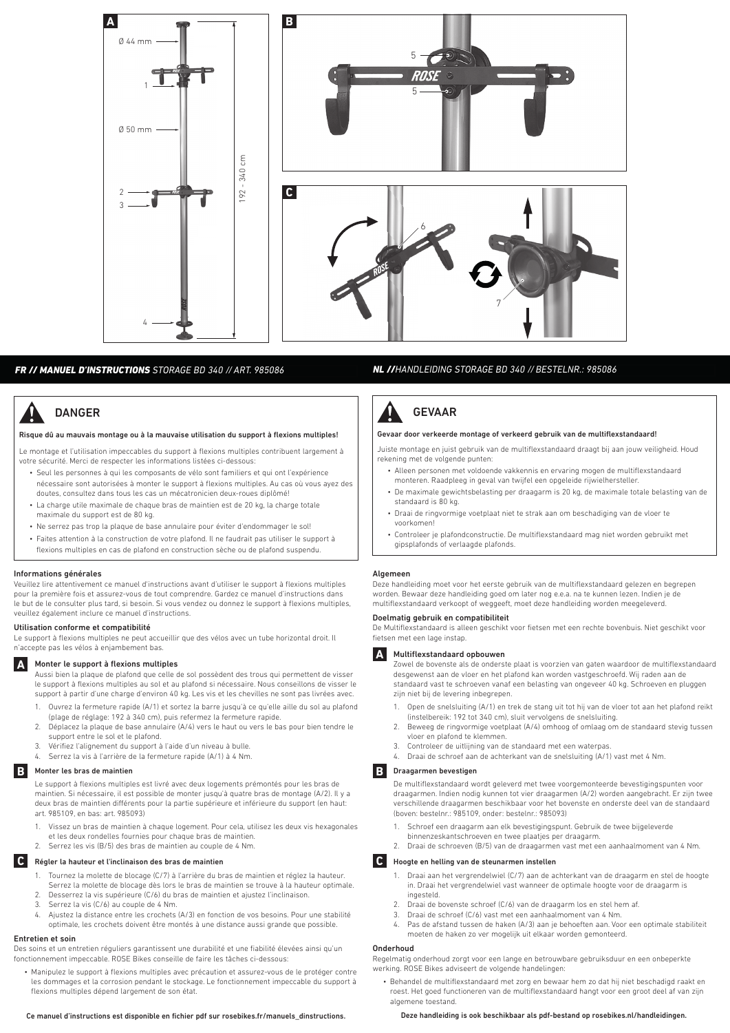A

Ø 44 mm

1

Ø 50 mm

2

3

4

192 - 340 cm

B

5

5

C

6

7

## *FR // MANUEL D'INSTRUCTIONS* *STORAGE BD 340 // ART. 985086*

### DANGER

**Risque dû au mauvais montage ou à la mauvaise utilisation du support à flexions multiples!**

Le montage et l'utilisation impeccables du support à flexions multiples contribuent largement à votre sécurité. Merci de respecter les informations listées ci-dessous:

- Seul les personnes à qui les composants de vélo sont familiers et qui ont l'expérience nécessaire sont autorisées à monter le support à flexions multiples. Au cas où vous ayez des doutes, consultez dans tous les cas un mécatronicien deux-roues diplômé!
- La charge utile maximale de chaque bras de maintien est de 20 kg, la charge totale maximale du support est de 80 kg.
- Ne serrez pas trop la plaque de base annulaire pour éviter d'endommager le sol!
- Faites attention à la construction de votre plafond. Il ne faudrait pas utiliser le support à flexions multiples en cas de plafond en construction sèche ou de plafond suspendu.

**Informations générales**

Veuillez lire attentivement ce manuel d'instructions avant d'utiliser le support à flexions multiples pour la première fois et assurez-vous de tout comprendre. Gardez ce manuel d'instructions dans le but de le consulter plus tard, si besoin. Si vous vendez ou donnez le support à flexions multiples, veuillez également inclure ce manuel d'instructions.

**Utilisation conforme et compatibilité**

Le support à flexions multiples ne peut accueillir que des vélos avec un tube horizontal droit. Il n'accepte pas les vélos à enjambement bas.

#### A Monter le support à flexions multiples

Aussi bien la plaque de plafond que celle de sol possèdent des trous qui permettent de visser le support à flexions multiples au sol et au plafond si nécessaire. Nous conseillons de visser le support à partir d'une charge d'environ 40 kg. Les vis et les chevilles ne sont pas livrées avec.

1. Ouvrez la fermeture rapide (A/1) et sortez la barre jusqu'à ce qu'elle aille du sol au plafond (plage de réglage: 192 à 340 cm), puis refermez la fermeture rapide.
2. Déplacez la plaque de base annulaire (A/4) vers le haut ou vers le bas pour bien tendre le support entre le sol et le plafond.
3. Vérifiez l'alignement du support à l'aide d'un niveau à bulle.
4. Serrez la vis à l'arrière de la fermeture rapide (A/1) à 4 Nm.

#### B Monter les bras de maintien

Le support à flexions multiples est livré avec deux logements prémontés pour les bras de maintien. Si nécessaire, il est possible de monter jusqu'à quatre bras de montage (A/2). Il y a deux bras de maintien différents pour la partie supérieure et inférieure du support (en haut: art. 985109, en bas: art. 985093)

1. Vissez un bras de maintien à chaque logement. Pour cela, utilisez les deux vis hexagonales et les deux rondelles fournies pour chaque bras de maintien.
2. Serrez les vis (B/5) des bras de maintien au couple de 4 Nm.

#### C Régler la hauteur et l'inclinaison des bras de maintien

1. Tournez la molette de blocage (C/7) à l'arrière du bras de maintien et réglez la hauteur. Serrez la molette de blocage dès lors le bras de maintien se trouve à la hauteur optimale.
2. Desserrez la vis supérieure (C/6) du bras de maintien et ajustez l'inclinaison.
3. Serrez la vis (C/6) au couple de 4 Nm.
4. Ajustez la distance entre les crochets (A/3) en fonction de vos besoins. Pour une stabilité optimale, les crochets doivent être montés à une distance aussi grande que possible.

**Entretien et soin**

Des soins et un entretien réguliers garantissent une durabilité et une fiabilité élevées ainsi qu'un fonctionnement impeccable. ROSE Bikes conseille de faire les tâches ci-dessous:

- Manipulez le support à flexions multiples avec précaution et assurez-vous de le protéger contre les dommages et la corrosion pendant le stockage. Le fonctionnement impeccable du support à flexions multiples dépend largement de son état.

**Ce manuel d'instructions est disponible en fichier pdf sur rosebikes.fr/manuels_dinstructions.**

## *NL //* *HANDLEIDING STORAGE BD 340 // BESTELNR.: 985086*

### GEVAAR

**Gevaar door verkeerde montage of verkeerd gebruik van de multiflexstandaard!**

Juiste montage en juist gebruik van de multiflexstandaard draagt bij aan jouw veiligheid. Houd rekening met de volgende punten:

- Alleen personen met voldoende vakkennis en ervaring mogen de multiflexstandaard monteren. Raadpleeg in geval van twijfel een opgeleide rijwielhersteller.
- De maximale gewichtsbelasting per draagarm is 20 kg, de maximale totale belasting van de standaard is 80 kg.
- Draai de ringvormige voetplaat niet te strak aan om beschadiging van de vloer te voorkomen!
- Controleer je plafondconstructie. De multiflexstandaard mag niet worden gebruikt met gipsplafonds of verlaagde plafonds.

**Algemeen**

Deze handleiding moet voor het eerste gebruik van de multiflexstandaard gelezen en begrepen worden. Bewaar deze handleiding goed om later nog e.e.a. na te kunnen lezen. Indien je de multiflexstandaard verkoopt of weggeeft, moet deze handleiding worden meegeleverd.

**Doelmatig gebruik en compatibiliteit**

De Multiflexstandaard is alleen geschikt voor fietsen met een rechte bovenbuis. Niet geschikt voor fietsen met een lage instap.

#### A Multiflexstandaard opbouwen

Zowel de bovenste als de onderste plaat is voorzien van gaten waardoor de multiflexstandaard desgewenst aan de vloer en het plafond kan worden vastgeschroefd. Wij raden aan de standaard vast te schroeven vanaf een belasting van ongeveer 40 kg. Schroeven en pluggen zijn niet bij de levering inbegrepen.

1. Open de snelsluiting (A/1) en trek de stang uit tot hij van de vloer tot aan het plafond reikt (instelbereik: 192 tot 340 cm), sluit vervolgens de snelsluiting.
2. Beweeg de ringvormige voetplaat (A/4) omhoog of omlaag om de standaard stevig tussen vloer en plafond te klemmen.
3. Controleer de uitlijning van de standaard met een waterpas.
4. Draai de schroef aan de achterkant van de snelsluiting (A/1) vast met 4 Nm.

#### B Draagarmen bevestigen

De multiflexstandaard wordt geleverd met twee voorgemonteerde bevestigingspunten voor draagarmen. Indien nodig kunnen tot vier draagarmen (A/2) worden aangebracht. Er zijn twee verschillende draagarmen beschikbaar voor het bovenste en onderste deel van de standaard (boven: bestelnr.: 985109, onder: bestelnr.: 985093)

1. Schroef een draagarm aan elk bevestigingspunt. Gebruik de twee bijgeleverde binnenzeskantschroeven en twee plaatjes per draagarm.
2. Draai de schroeven (B/5) van de draagarmen vast met een aanhaalmoment van 4 Nm.

#### C Hoogte en helling van de steunarmen instellen

1. Draai aan het vergrendelwiel (C/7) aan de achterkant van de draagarm en stel de hoogte in. Draai het vergrendelwiel vast wanneer de optimale hoogte voor de draagarm is ingesteld.
2. Draai de bovenste schroef (C/6) van de draagarm los en stel hem af.
3. Draai de schroef (C/6) vast met een aanhaalmoment van 4 Nm.
4. Pas de afstand tussen de haken (A/3) aan je behoeften aan. Voor een optimale stabiliteit moeten de haken zo ver mogelijk uit elkaar worden gemonteerd.

**Onderhoud**

Regelmatig onderhoud zorgt voor een lange en betrouwbare gebruiksduur en een onbeperkte werking. ROSE Bikes adviseert de volgende handelingen:

- Behandel de multiflexstandaard met zorg en bewaar hem zo dat hij niet beschadigd raakt en roest. Het goed functioneren van de multiflexstandaard hangt voor een groot deel af van zijn algemene toestand.

**Deze handleiding is ook beschikbaar als pdf-bestand op rosebikes.nl/handleidingen.**